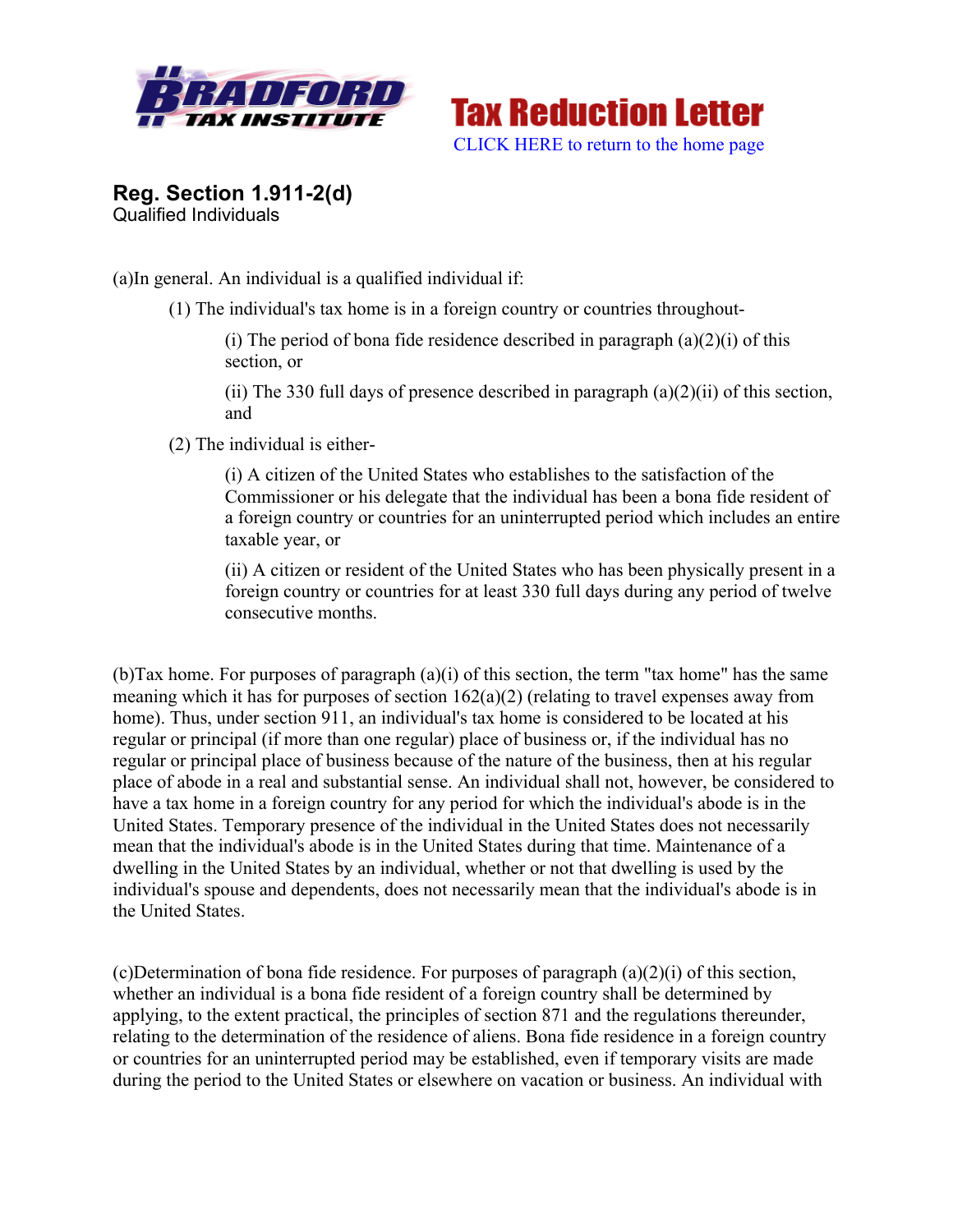**Tax Reduction Letter**

CLICK HERE to return to the home page

## Reg. Section 1.911-2(d)

Qualified Individuals

(a)In general. An individual is a qualified individual if:

> (1) The individual's tax home is in a foreign country or countries throughout-
>
> > (i) The period of bona fide residence described in paragraph (a)(2)(i) of this section, or
> >
> > (ii) The 330 full days of presence described in paragraph (a)(2)(ii) of this section, and
>
> (2) The individual is either-
>
> > (i) A citizen of the United States who establishes to the satisfaction of the Commissioner or his delegate that the individual has been a bona fide resident of a foreign country or countries for an uninterrupted period which includes an entire taxable year, or
> >
> > (ii) A citizen or resident of the United States who has been physically present in a foreign country or countries for at least 330 full days during any period of twelve consecutive months.

(b)Tax home. For purposes of paragraph (a)(i) of this section, the term "tax home" has the same meaning which it has for purposes of section 162(a)(2) (relating to travel expenses away from home). Thus, under section 911, an individual's tax home is considered to be located at his regular or principal (if more than one regular) place of business or, if the individual has no regular or principal place of business because of the nature of the business, then at his regular place of abode in a real and substantial sense. An individual shall not, however, be considered to have a tax home in a foreign country for any period for which the individual's abode is in the United States. Temporary presence of the individual in the United States does not necessarily mean that the individual's abode is in the United States during that time. Maintenance of a dwelling in the United States by an individual, whether or not that dwelling is used by the individual's spouse and dependents, does not necessarily mean that the individual's abode is in the United States.

(c)Determination of bona fide residence. For purposes of paragraph (a)(2)(i) of this section, whether an individual is a bona fide resident of a foreign country shall be determined by applying, to the extent practical, the principles of section 871 and the regulations thereunder, relating to the determination of the residence of aliens. Bona fide residence in a foreign country or countries for an uninterrupted period may be established, even if temporary visits are made during the period to the United States or elsewhere on vacation or business. An individual with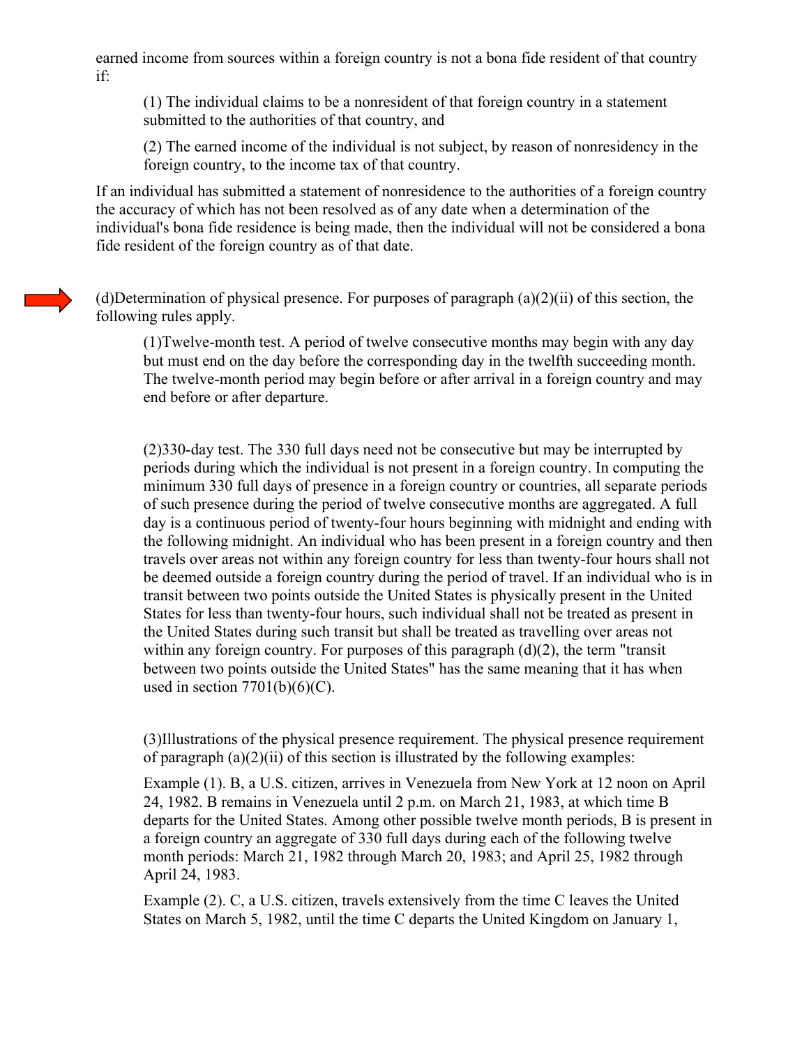earned income from sources within a foreign country is not a bona fide resident of that country if:

> (1) The individual claims to be a nonresident of that foreign country in a statement submitted to the authorities of that country, and
>
> (2) The earned income of the individual is not subject, by reason of nonresidency in the foreign country, to the income tax of that country.

If an individual has submitted a statement of nonresidence to the authorities of a foreign country the accuracy of which has not been resolved as of any date when a determination of the individual's bona fide residence is being made, then the individual will not be considered a bona fide resident of the foreign country as of that date.

(d)Determination of physical presence. For purposes of paragraph (a)(2)(ii) of this section, the following rules apply.

> (1)Twelve-month test. A period of twelve consecutive months may begin with any day but must end on the day before the corresponding day in the twelfth succeeding month. The twelve-month period may begin before or after arrival in a foreign country and may end before or after departure.
>
> (2)330-day test. The 330 full days need not be consecutive but may be interrupted by periods during which the individual is not present in a foreign country. In computing the minimum 330 full days of presence in a foreign country or countries, all separate periods of such presence during the period of twelve consecutive months are aggregated. A full day is a continuous period of twenty-four hours beginning with midnight and ending with the following midnight. An individual who has been present in a foreign country and then travels over areas not within any foreign country for less than twenty-four hours shall not be deemed outside a foreign country during the period of travel. If an individual who is in transit between two points outside the United States is physically present in the United States for less than twenty-four hours, such individual shall not be treated as present in the United States during such transit but shall be treated as travelling over areas not within any foreign country. For purposes of this paragraph (d)(2), the term "transit between two points outside the United States" has the same meaning that it has when used in section 7701(b)(6)(C).
>
> (3)Illustrations of the physical presence requirement. The physical presence requirement of paragraph (a)(2)(ii) of this section is illustrated by the following examples:
>
> Example (1). B, a U.S. citizen, arrives in Venezuela from New York at 12 noon on April 24, 1982. B remains in Venezuela until 2 p.m. on March 21, 1983, at which time B departs for the United States. Among other possible twelve month periods, B is present in a foreign country an aggregate of 330 full days during each of the following twelve month periods: March 21, 1982 through March 20, 1983; and April 25, 1982 through April 24, 1983.
>
> Example (2). C, a U.S. citizen, travels extensively from the time C leaves the United States on March 5, 1982, until the time C departs the United Kingdom on January 1,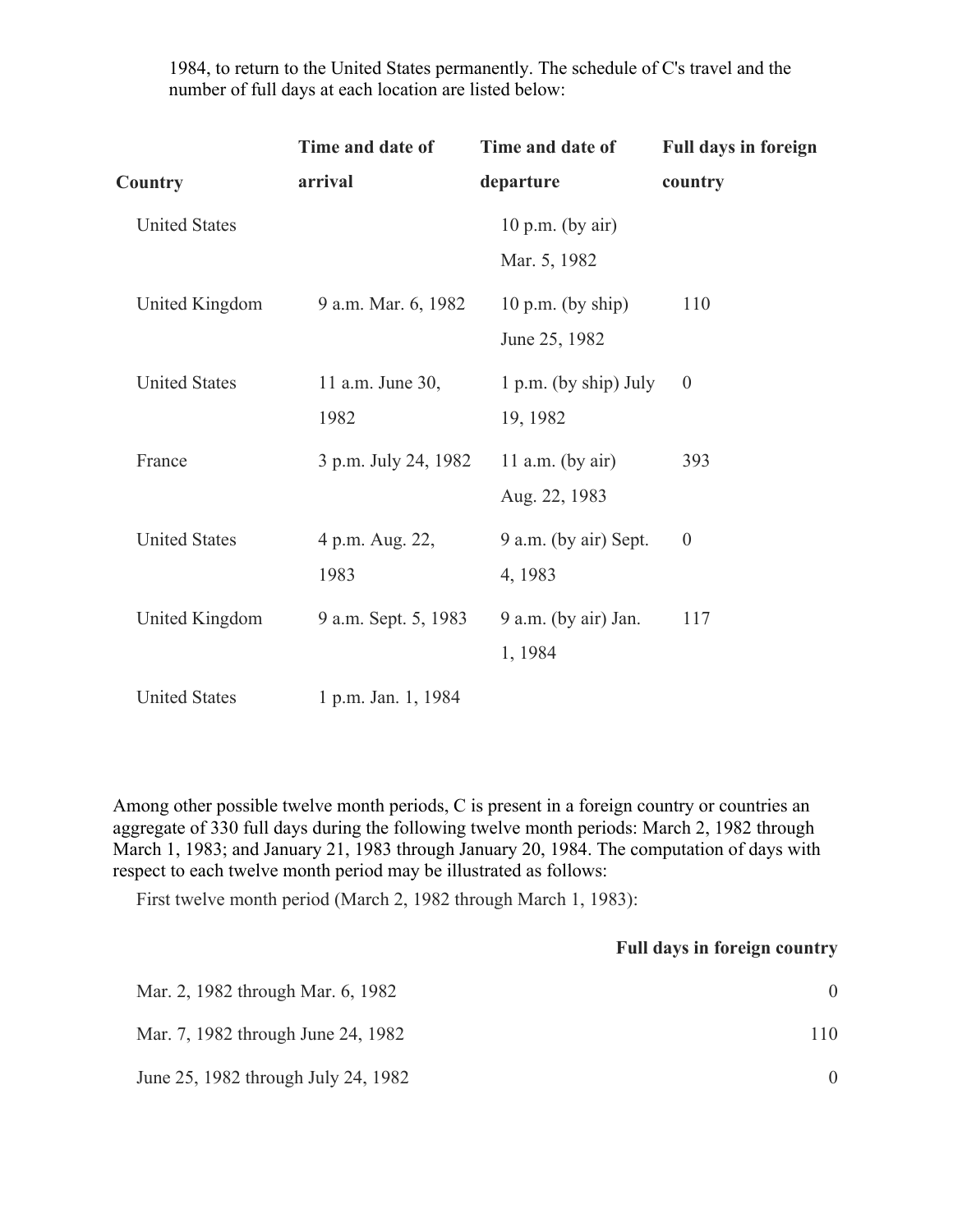1984, to return to the United States permanently. The schedule of C's travel and the number of full days at each location are listed below:

| Country | Time and date of arrival | Time and date of departure | Full days in foreign country |
|---|---|---|---|
| United States | | 10 p.m. (by air) Mar. 5, 1982 | |
| United Kingdom | 9 a.m. Mar. 6, 1982 | 10 p.m. (by ship) June 25, 1982 | 110 |
| United States | 11 a.m. June 30, 1982 | 1 p.m. (by ship) July 19, 1982 | 0 |
| France | 3 p.m. July 24, 1982 | 11 a.m. (by air) Aug. 22, 1983 | 393 |
| United States | 4 p.m. Aug. 22, 1983 | 9 a.m. (by air) Sept. 4, 1983 | 0 |
| United Kingdom | 9 a.m. Sept. 5, 1983 | 9 a.m. (by air) Jan. 1, 1984 | 117 |
| United States | 1 p.m. Jan. 1, 1984 | | |

Among other possible twelve month periods, C is present in a foreign country or countries an aggregate of 330 full days during the following twelve month periods: March 2, 1982 through March 1, 1983; and January 21, 1983 through January 20, 1984. The computation of days with respect to each twelve month period may be illustrated as follows:

First twelve month period (March 2, 1982 through March 1, 1983):

| | Full days in foreign country |
|---|---|
| Mar. 2, 1982 through Mar. 6, 1982 | 0 |
| Mar. 7, 1982 through June 24, 1982 | 110 |
| June 25, 1982 through July 24, 1982 | 0 |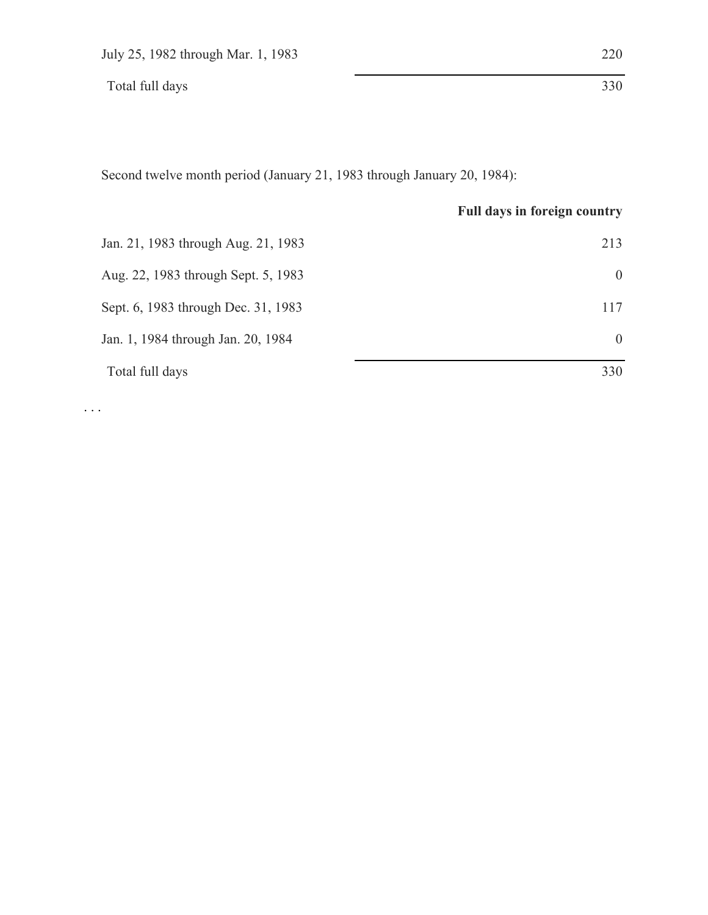| | |
|---|---|
| July 25, 1982 through Mar. 1, 1983 | 220 |
| Total full days | 330 |

Second twelve month period (January 21, 1983 through January 20, 1984):

| | **Full days in foreign country** |
|---|---|
| Jan. 21, 1983 through Aug. 21, 1983 | 213 |
| Aug. 22, 1983 through Sept. 5, 1983 | 0 |
| Sept. 6, 1983 through Dec. 31, 1983 | 117 |
| Jan. 1, 1984 through Jan. 20, 1984 | 0 |
| Total full days | 330 |

. . .